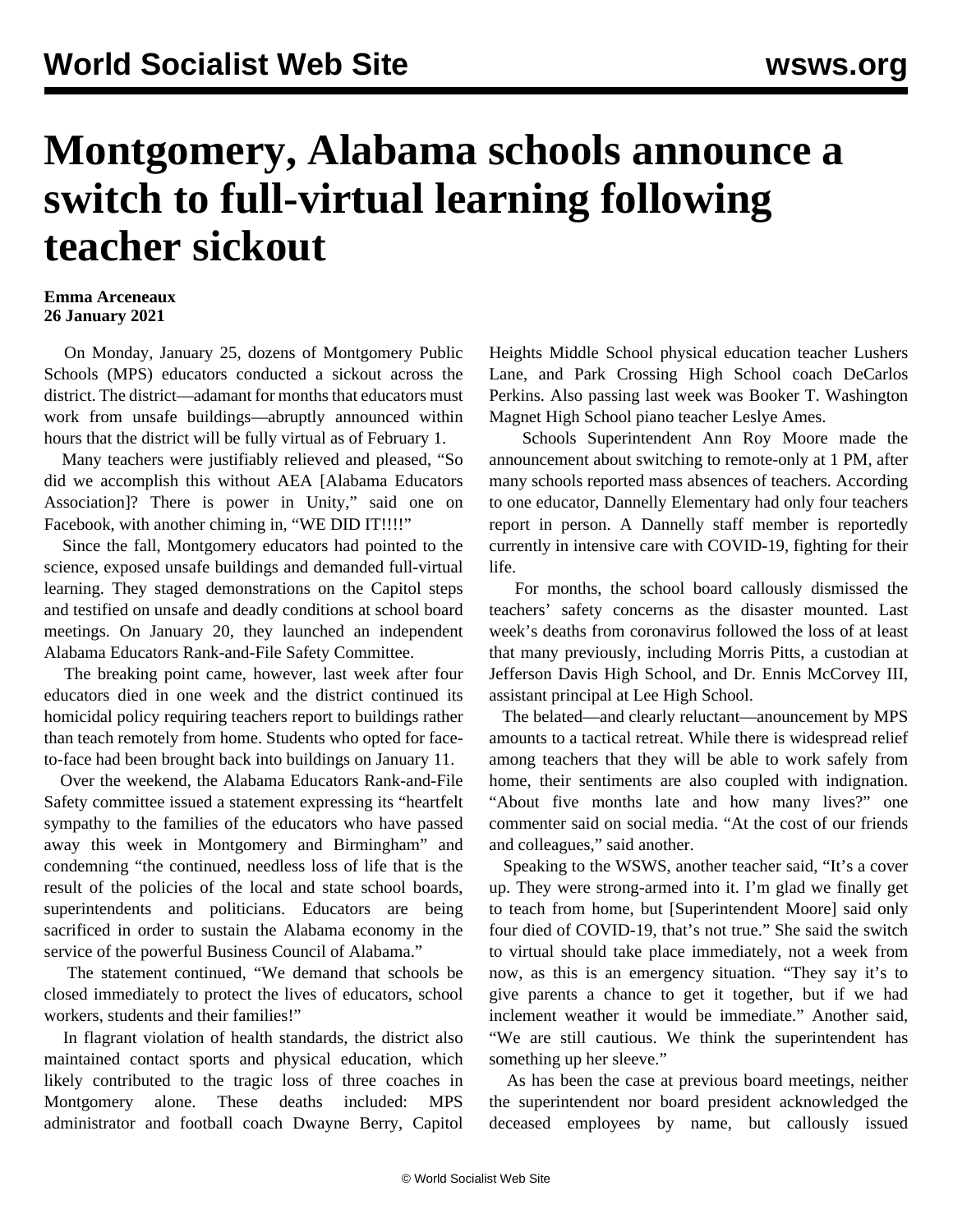# Montgomery, Alabama schools announce a switch to full-virtual learning following teacher sickout

**Emma Arceneaux**
**26 January 2021**

On Monday, January 25, dozens of Montgomery Public Schools (MPS) educators conducted a sickout across the district. The district—adamant for months that educators must work from unsafe buildings—abruptly announced within hours that the district will be fully virtual as of February 1.

Many teachers were justifiably relieved and pleased, "So did we accomplish this without AEA [Alabama Educators Association]? There is power in Unity," said one on Facebook, with another chiming in, "WE DID IT!!!!"

Since the fall, Montgomery educators had pointed to the science, exposed unsafe buildings and demanded full-virtual learning. They staged demonstrations on the Capitol steps and testified on unsafe and deadly conditions at school board meetings. On January 20, they launched an independent Alabama Educators Rank-and-File Safety Committee.

The breaking point came, however, last week after four educators died in one week and the district continued its homicidal policy requiring teachers report to buildings rather than teach remotely from home. Students who opted for face-to-face had been brought back into buildings on January 11.

Over the weekend, the Alabama Educators Rank-and-File Safety committee issued a statement expressing its "heartfelt sympathy to the families of the educators who have passed away this week in Montgomery and Birmingham" and condemning "the continued, needless loss of life that is the result of the policies of the local and state school boards, superintendents and politicians. Educators are being sacrificed in order to sustain the Alabama economy in the service of the powerful Business Council of Alabama."

The statement continued, "We demand that schools be closed immediately to protect the lives of educators, school workers, students and their families!"

In flagrant violation of health standards, the district also maintained contact sports and physical education, which likely contributed to the tragic loss of three coaches in Montgomery alone. These deaths included: MPS administrator and football coach Dwayne Berry, Capitol Heights Middle School physical education teacher Lushers Lane, and Park Crossing High School coach DeCarlos Perkins. Also passing last week was Booker T. Washington Magnet High School piano teacher Leslye Ames.

Schools Superintendent Ann Roy Moore made the announcement about switching to remote-only at 1 PM, after many schools reported mass absences of teachers. According to one educator, Dannelly Elementary had only four teachers report in person. A Dannelly staff member is reportedly currently in intensive care with COVID-19, fighting for their life.

For months, the school board callously dismissed the teachers' safety concerns as the disaster mounted. Last week's deaths from coronavirus followed the loss of at least that many previously, including Morris Pitts, a custodian at Jefferson Davis High School, and Dr. Ennis McCorvey III, assistant principal at Lee High School.

The belated—and clearly reluctant—anouncement by MPS amounts to a tactical retreat. While there is widespread relief among teachers that they will be able to work safely from home, their sentiments are also coupled with indignation. "About five months late and how many lives?" one commenter said on social media. "At the cost of our friends and colleagues," said another.

Speaking to the WSWS, another teacher said, "It's a cover up. They were strong-armed into it. I'm glad we finally get to teach from home, but [Superintendent Moore] said only four died of COVID-19, that's not true." She said the switch to virtual should take place immediately, not a week from now, as this is an emergency situation. "They say it's to give parents a chance to get it together, but if we had inclement weather it would be immediate." Another said, "We are still cautious. We think the superintendent has something up her sleeve."

As has been the case at previous board meetings, neither the superintendent nor board president acknowledged the deceased employees by name, but callously issued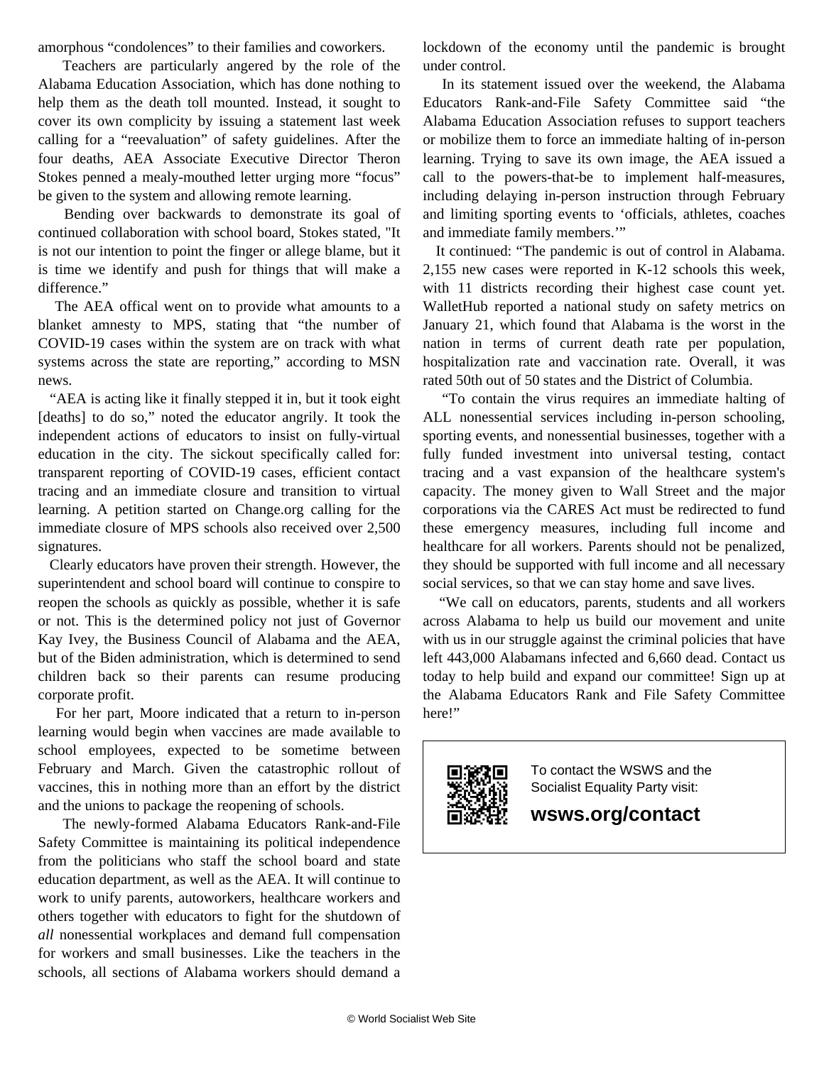amorphous "condolences" to their families and coworkers.

Teachers are particularly angered by the role of the Alabama Education Association, which has done nothing to help them as the death toll mounted. Instead, it sought to cover its own complicity by issuing a statement last week calling for a "reevaluation" of safety guidelines. After the four deaths, AEA Associate Executive Director Theron Stokes penned a mealy-mouthed letter urging more "focus" be given to the system and allowing remote learning.

Bending over backwards to demonstrate its goal of continued collaboration with school board, Stokes stated, "It is not our intention to point the finger or allege blame, but it is time we identify and push for things that will make a difference."

The AEA offical went on to provide what amounts to a blanket amnesty to MPS, stating that "the number of COVID-19 cases within the system are on track with what systems across the state are reporting," according to MSN news.

"AEA is acting like it finally stepped it in, but it took eight [deaths] to do so," noted the educator angrily. It took the independent actions of educators to insist on fully-virtual education in the city. The sickout specifically called for: transparent reporting of COVID-19 cases, efficient contact tracing and an immediate closure and transition to virtual learning. A petition started on Change.org calling for the immediate closure of MPS schools also received over 2,500 signatures.

Clearly educators have proven their strength. However, the superintendent and school board will continue to conspire to reopen the schools as quickly as possible, whether it is safe or not. This is the determined policy not just of Governor Kay Ivey, the Business Council of Alabama and the AEA, but of the Biden administration, which is determined to send children back so their parents can resume producing corporate profit.

For her part, Moore indicated that a return to in-person learning would begin when vaccines are made available to school employees, expected to be sometime between February and March. Given the catastrophic rollout of vaccines, this in nothing more than an effort by the district and the unions to package the reopening of schools.

The newly-formed Alabama Educators Rank-and-File Safety Committee is maintaining its political independence from the politicians who staff the school board and state education department, as well as the AEA. It will continue to work to unify parents, autoworkers, healthcare workers and others together with educators to fight for the shutdown of *all* nonessential workplaces and demand full compensation for workers and small businesses. Like the teachers in the schools, all sections of Alabama workers should demand a lockdown of the economy until the pandemic is brought under control.

In its statement issued over the weekend, the Alabama Educators Rank-and-File Safety Committee said "the Alabama Education Association refuses to support teachers or mobilize them to force an immediate halting of in-person learning. Trying to save its own image, the AEA issued a call to the powers-that-be to implement half-measures, including delaying in-person instruction through February and limiting sporting events to 'officials, athletes, coaches and immediate family members.'"

It continued: "The pandemic is out of control in Alabama. 2,155 new cases were reported in K-12 schools this week, with 11 districts recording their highest case count yet. WalletHub reported a national study on safety metrics on January 21, which found that Alabama is the worst in the nation in terms of current death rate per population, hospitalization rate and vaccination rate. Overall, it was rated 50th out of 50 states and the District of Columbia.

"To contain the virus requires an immediate halting of ALL nonessential services including in-person schooling, sporting events, and nonessential businesses, together with a fully funded investment into universal testing, contact tracing and a vast expansion of the healthcare system's capacity. The money given to Wall Street and the major corporations via the CARES Act must be redirected to fund these emergency measures, including full income and healthcare for all workers. Parents should not be penalized, they should be supported with full income and all necessary social services, so that we can stay home and save lives.

"We call on educators, parents, students and all workers across Alabama to help us build our movement and unite with us in our struggle against the criminal policies that have left 443,000 Alabamans infected and 6,660 dead. Contact us today to help build and expand our committee! Sign up at the Alabama Educators Rank and File Safety Committee here!"

To contact the WSWS and the Socialist Equality Party visit:

**wsws.org/contact**